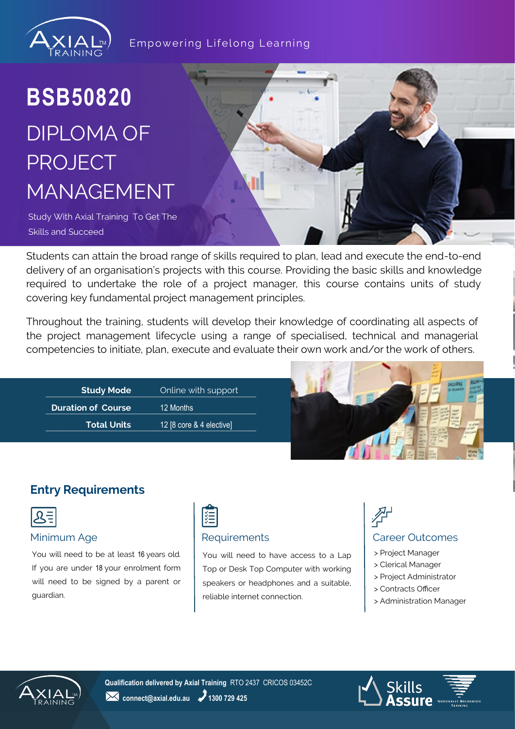Empowering Lifelong Learning

# BSB50820

# DIPLOMA OF PROJECT MANAGEMENT

Study With Axial Training To Get The Skills and Succeed

Students can attain the broad range of skills required to plan, lead and execute the end-to-end delivery of an organisation's projects with this course. Providing the basic skills and knowledge required to undertake the role of a project manager, this course contains units of study covering key fundamental project management principles.

Throughout the training, students will develop their knowledge of coordinating all aspects of the project management lifecycle using a range of specialised, technical and managerial competencies to initiate, plan, execute and evaluate their own work and/or the work of others.

| | |
|---|---|
| **Study Mode** | Online with support |
| **Duration of Course** | 12 Months |
| **Total Units** | 12 [8 core & 4 elective] |

## Entry Requirements

### Minimum Age

You will need to be at least 16 years old. If you are under 18 your enrolment form will need to be signed by a parent or guardian.

### Requirements

You will need to have access to a Lap Top or Desk Top Computer with working speakers or headphones and a suitable, reliable internet connection.

### Career Outcomes

> Project Manager
> Clerical Manager
> Project Administrator
> Contracts Officer
> Administration Manager

**Qualification delivered by Axial Training** RTO 2437 CRICOS 03452C

**connect@axial.edu.au** **1300 729 425**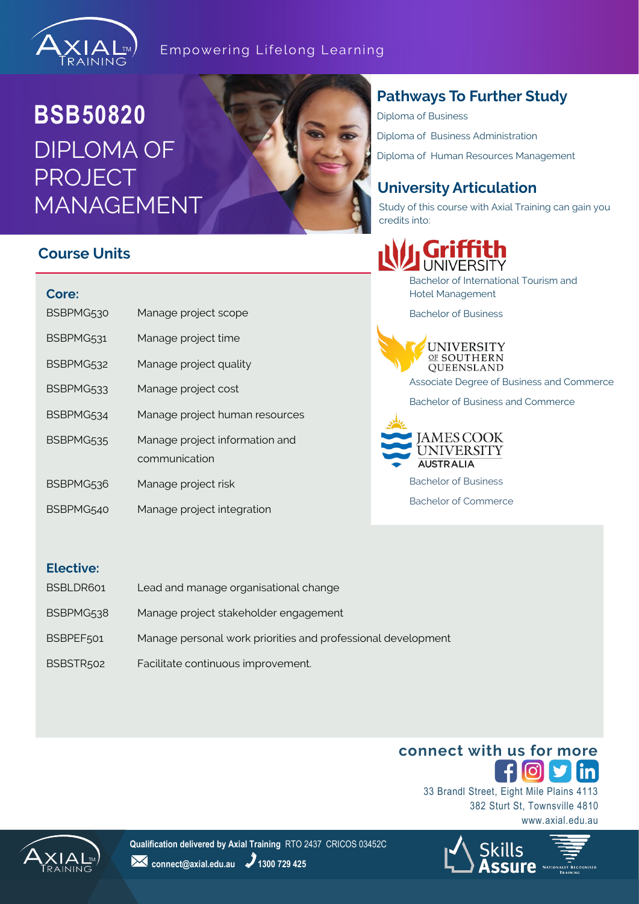Empowering Lifelong Learning

# BSB50820 DIPLOMA OF PROJECT MANAGEMENT

## Course Units

### Core:

| | |
|---|---|
| BSBPMG530 | Manage project scope |
| BSBPMG531 | Manage project time |
| BSBPMG532 | Manage project quality |
| BSBPMG533 | Manage project cost |
| BSBPMG534 | Manage project human resources |
| BSBPMG535 | Manage project information and communication |
| BSBPMG536 | Manage project risk |
| BSBPMG540 | Manage project integration |

### Elective:

| | |
|---|---|
| BSBLDR601 | Lead and manage organisational change |
| BSBPMG538 | Manage project stakeholder engagement |
| BSBPEF501 | Manage personal work priorities and professional development |
| BSBSTR502 | Facilitate continuous improvement. |

## Pathways To Further Study

Diploma of Business

Diploma of Business Administration

Diploma of Human Resources Management

## University Articulation

Study of this course with Axial Training can gain you credits into:

**Griffith University**

Bachelor of International Tourism and Hotel Management

Bachelor of Business

**University of Southern Queensland**

Associate Degree of Business and Commerce

Bachelor of Business and Commerce

**James Cook University Australia**

Bachelor of Business

Bachelor of Commerce

**connect with us for more**

33 Brandl Street, Eight Mile Plains 4113

382 Sturt St, Townsville 4810

www.axial.edu.au

**Qualification delivered by Axial Training** RTO 2437 CRICOS 03452C

**connect@axial.edu.au** **1300 729 425**